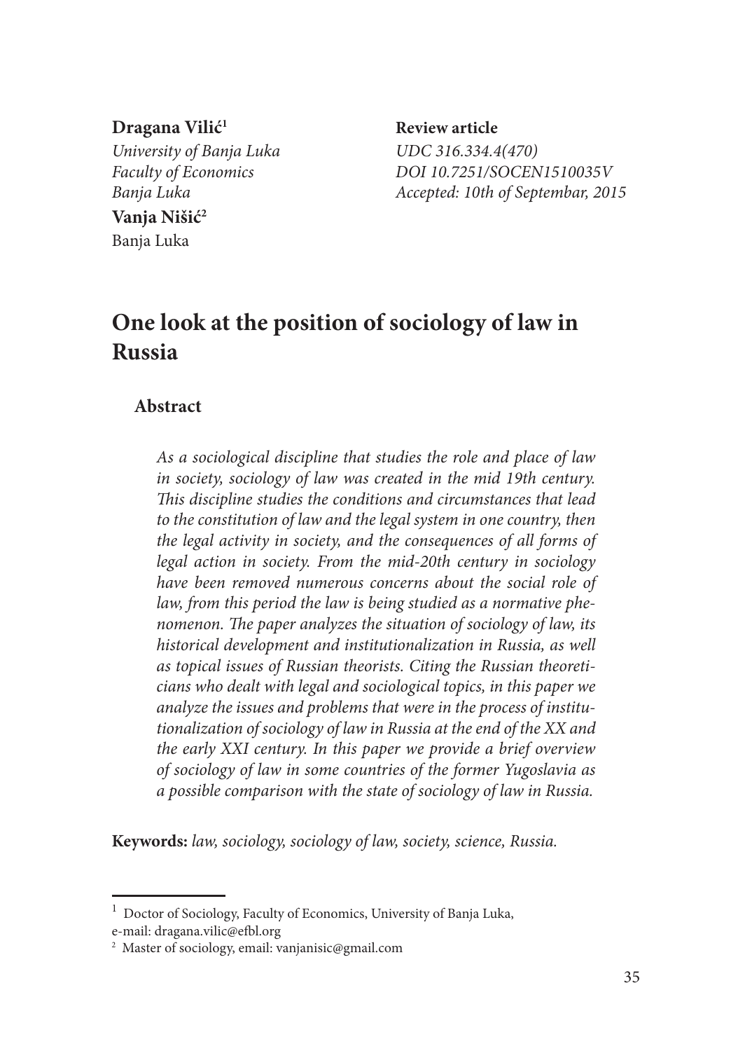**Dragana Vilić**[1]
*University of Banja Luka*
*Faculty of Economics*
*Banja Luka*

**Vanja Nišić**[2]
Banja Luka

**Review article**
*UDC 316.334.4(470)*
*DOI 10.7251/SOCEN1510035V*
*Accepted: 10th of Septembar, 2015*

# One look at the position of sociology of law in Russia

## Abstract

*As a sociological discipline that studies the role and place of law in society, sociology of law was created in the mid 19th century. This discipline studies the conditions and circumstances that lead to the constitution of law and the legal system in one country, then the legal activity in society, and the consequences of all forms of legal action in society. From the mid-20th century in sociology have been removed numerous concerns about the social role of law, from this period the law is being studied as a normative phenomenon. The paper analyzes the situation of sociology of law, its historical development and institutionalization in Russia, as well as topical issues of Russian theorists. Citing the Russian theoreticians who dealt with legal and sociological topics, in this paper we analyze the issues and problems that were in the process of institutionalization of sociology of law in Russia at the end of the XX and the early XXI century. In this paper we provide a brief overview of sociology of law in some countries of the former Yugoslavia as a possible comparison with the state of sociology of law in Russia.*

**Keywords:** *law, sociology, sociology of law, society, science, Russia.*

---

[1] Doctor of Sociology, Faculty of Economics, University of Banja Luka, e-mail: dragana.vilic@efbl.org

[2] Master of sociology, email: vanjanisic@gmail.com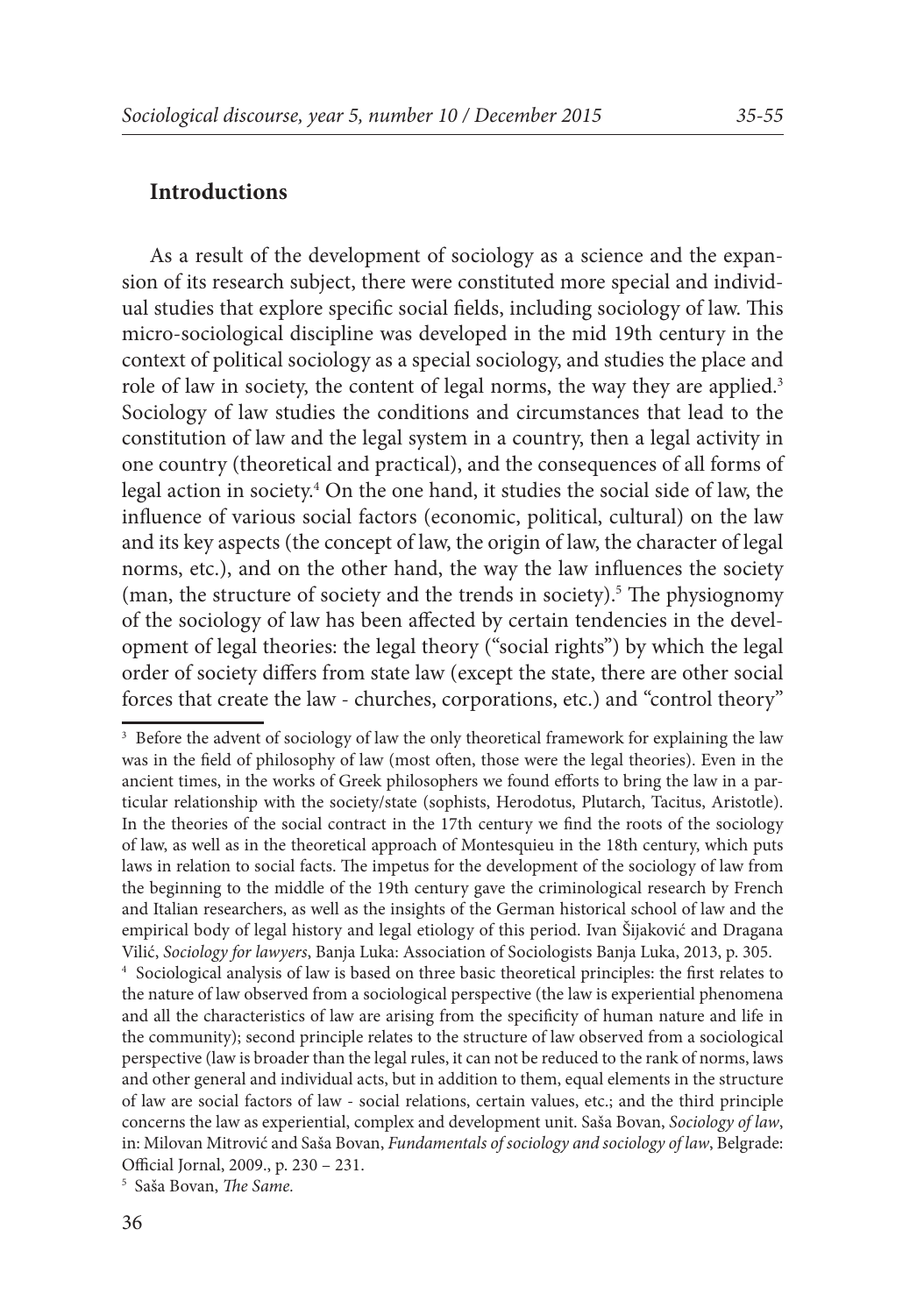## Introductions

As a result of the development of sociology as a science and the expansion of its research subject, there were constituted more special and individual studies that explore specific social fields, including sociology of law. This micro-sociological discipline was developed in the mid 19th century in the context of political sociology as a special sociology, and studies the place and role of law in society, the content of legal norms, the way they are applied.[3] Sociology of law studies the conditions and circumstances that lead to the constitution of law and the legal system in a country, then a legal activity in one country (theoretical and practical), and the consequences of all forms of legal action in society.[4] On the one hand, it studies the social side of law, the influence of various social factors (economic, political, cultural) on the law and its key aspects (the concept of law, the origin of law, the character of legal norms, etc.), and on the other hand, the way the law influences the society (man, the structure of society and the trends in society).[5] The physiognomy of the sociology of law has been affected by certain tendencies in the development of legal theories: the legal theory ("social rights") by which the legal order of society differs from state law (except the state, there are other social forces that create the law - churches, corporations, etc.) and "control theory"

---

[3] Before the advent of sociology of law the only theoretical framework for explaining the law was in the field of philosophy of law (most often, those were the legal theories). Even in the ancient times, in the works of Greek philosophers we found efforts to bring the law in a particular relationship with the society/state (sophists, Herodotus, Plutarch, Tacitus, Aristotle). In the theories of the social contract in the 17th century we find the roots of the sociology of law, as well as in the theoretical approach of Montesquieu in the 18th century, which puts laws in relation to social facts. The impetus for the development of the sociology of law from the beginning to the middle of the 19th century gave the criminological research by French and Italian researchers, as well as the insights of the German historical school of law and the empirical body of legal history and legal etiology of this period. Ivan Šijaković and Dragana Vilić, *Sociology for lawyers*, Banja Luka: Association of Sociologists Banja Luka, 2013, p. 305.

[4] Sociological analysis of law is based on three basic theoretical principles: the first relates to the nature of law observed from a sociological perspective (the law is experiential phenomena and all the characteristics of law are arising from the specificity of human nature and life in the community); second principle relates to the structure of law observed from a sociological perspective (law is broader than the legal rules, it can not be reduced to the rank of norms, laws and other general and individual acts, but in addition to them, equal elements in the structure of law are social factors of law - social relations, certain values, etc.; and the third principle concerns the law as experiential, complex and development unit. Saša Bovan, *Sociology of law*, in: Milovan Mitrović and Saša Bovan, *Fundamentals of sociology and sociology of law*, Belgrade: Official Jornal, 2009., p. 230 – 231.

[5] Saša Bovan, *The Same.*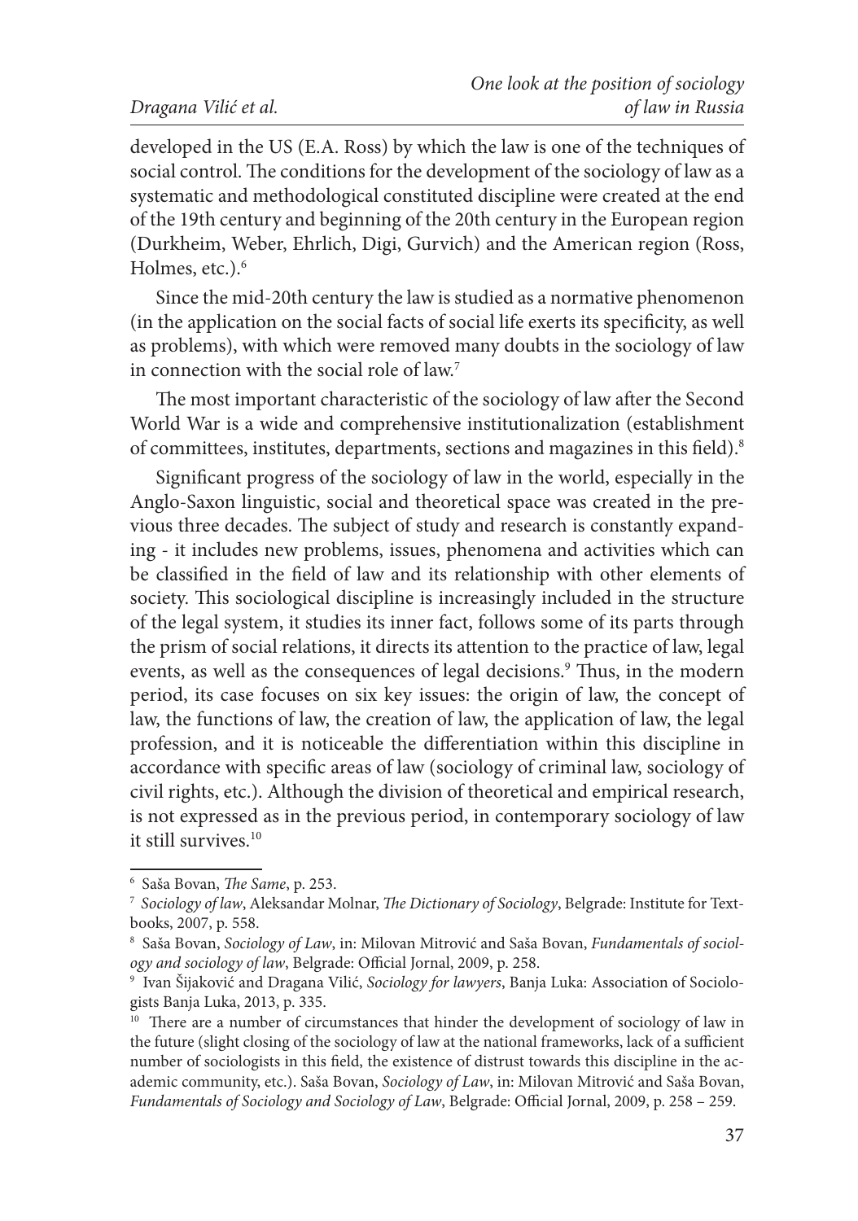developed in the US (E.A. Ross) by which the law is one of the techniques of social control. The conditions for the development of the sociology of law as a systematic and methodological constituted discipline were created at the end of the 19th century and beginning of the 20th century in the European region (Durkheim, Weber, Ehrlich, Digi, Gurvich) and the American region (Ross, Holmes, etc.).[6]

Since the mid-20th century the law is studied as a normative phenomenon (in the application on the social facts of social life exerts its specificity, as well as problems), with which were removed many doubts in the sociology of law in connection with the social role of law.[7]

The most important characteristic of the sociology of law after the Second World War is a wide and comprehensive institutionalization (establishment of committees, institutes, departments, sections and magazines in this field).[8]

Significant progress of the sociology of law in the world, especially in the Anglo-Saxon linguistic, social and theoretical space was created in the previous three decades. The subject of study and research is constantly expanding - it includes new problems, issues, phenomena and activities which can be classified in the field of law and its relationship with other elements of society. This sociological discipline is increasingly included in the structure of the legal system, it studies its inner fact, follows some of its parts through the prism of social relations, it directs its attention to the practice of law, legal events, as well as the consequences of legal decisions.[9] Thus, in the modern period, its case focuses on six key issues: the origin of law, the concept of law, the functions of law, the creation of law, the application of law, the legal profession, and it is noticeable the differentiation within this discipline in accordance with specific areas of law (sociology of criminal law, sociology of civil rights, etc.). Although the division of theoretical and empirical research, is not expressed as in the previous period, in contemporary sociology of law it still survives.[10]

---

[6] Saša Bovan, *The Same*, p. 253.

[7] *Sociology of law*, Aleksandar Molnar, *The Dictionary of Sociology*, Belgrade: Institute for Textbooks, 2007, p. 558.

[8] Saša Bovan, *Sociology of Law*, in: Milovan Mitrović and Saša Bovan, *Fundamentals of sociology and sociology of law*, Belgrade: Official Jornal, 2009, p. 258.

[9] Ivan Šijaković and Dragana Vilić, *Sociology for lawyers*, Banja Luka: Association of Sociologists Banja Luka, 2013, p. 335.

[10] There are a number of circumstances that hinder the development of sociology of law in the future (slight closing of the sociology of law at the national frameworks, lack of a sufficient number of sociologists in this field, the existence of distrust towards this discipline in the academic community, etc.). Saša Bovan, *Sociology of Law*, in: Milovan Mitrović and Saša Bovan, *Fundamentals of Sociology and Sociology of Law*, Belgrade: Official Jornal, 2009, p. 258 – 259.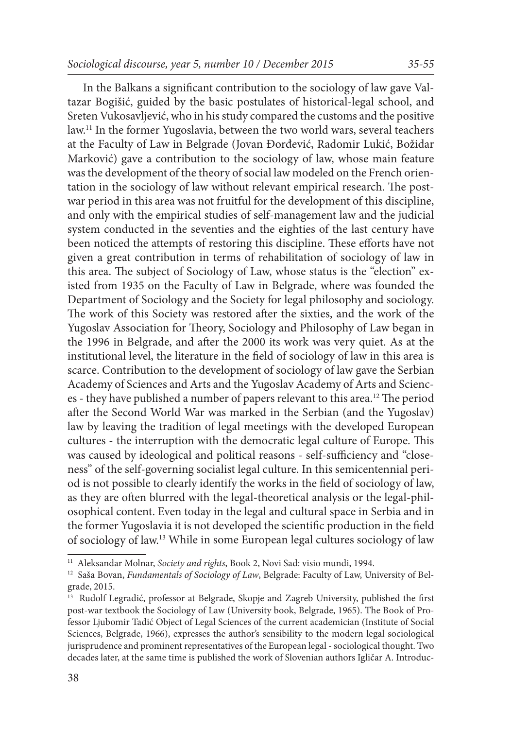In the Balkans a significant contribution to the sociology of law gave Valtazar Bogišić, guided by the basic postulates of historical-legal school, and Sreten Vukosavljević, who in his study compared the customs and the positive law.[11] In the former Yugoslavia, between the two world wars, several teachers at the Faculty of Law in Belgrade (Jovan Đorđević, Radomir Lukić, Božidar Marković) gave a contribution to the sociology of law, whose main feature was the development of the theory of social law modeled on the French orientation in the sociology of law without relevant empirical research. The postwar period in this area was not fruitful for the development of this discipline, and only with the empirical studies of self-management law and the judicial system conducted in the seventies and the eighties of the last century have been noticed the attempts of restoring this discipline. These efforts have not given a great contribution in terms of rehabilitation of sociology of law in this area. The subject of Sociology of Law, whose status is the "election" existed from 1935 on the Faculty of Law in Belgrade, where was founded the Department of Sociology and the Society for legal philosophy and sociology. The work of this Society was restored after the sixties, and the work of the Yugoslav Association for Theory, Sociology and Philosophy of Law began in the 1996 in Belgrade, and after the 2000 its work was very quiet. As at the institutional level, the literature in the field of sociology of law in this area is scarce. Contribution to the development of sociology of law gave the Serbian Academy of Sciences and Arts and the Yugoslav Academy of Arts and Sciences - they have published a number of papers relevant to this area.[12] The period after the Second World War was marked in the Serbian (and the Yugoslav) law by leaving the tradition of legal meetings with the developed European cultures - the interruption with the democratic legal culture of Europe. This was caused by ideological and political reasons - self-sufficiency and "closeness" of the self-governing socialist legal culture. In this semicentennial period is not possible to clearly identify the works in the field of sociology of law, as they are often blurred with the legal-theoretical analysis or the legal-philosophical content. Even today in the legal and cultural space in Serbia and in the former Yugoslavia it is not developed the scientific production in the field of sociology of law.[13] While in some European legal cultures sociology of law

---

[11] Aleksandar Molnar, *Society and rights*, Book 2, Novi Sad: visio mundi, 1994.

[12] Saša Bovan, *Fundamentals of Sociology of Law*, Belgrade: Faculty of Law, University of Belgrade, 2015.

[13] Rudolf Legradić, professor at Belgrade, Skopje and Zagreb University, published the first post-war textbook the Sociology of Law (University book, Belgrade, 1965). The Book of Professor Ljubomir Tadić Object of Legal Sciences of the current academician (Institute of Social Sciences, Belgrade, 1966), expresses the author's sensibility to the modern legal sociological jurisprudence and prominent representatives of the European legal - sociological thought. Two decades later, at the same time is published the work of Slovenian authors Igličar A. Introduc-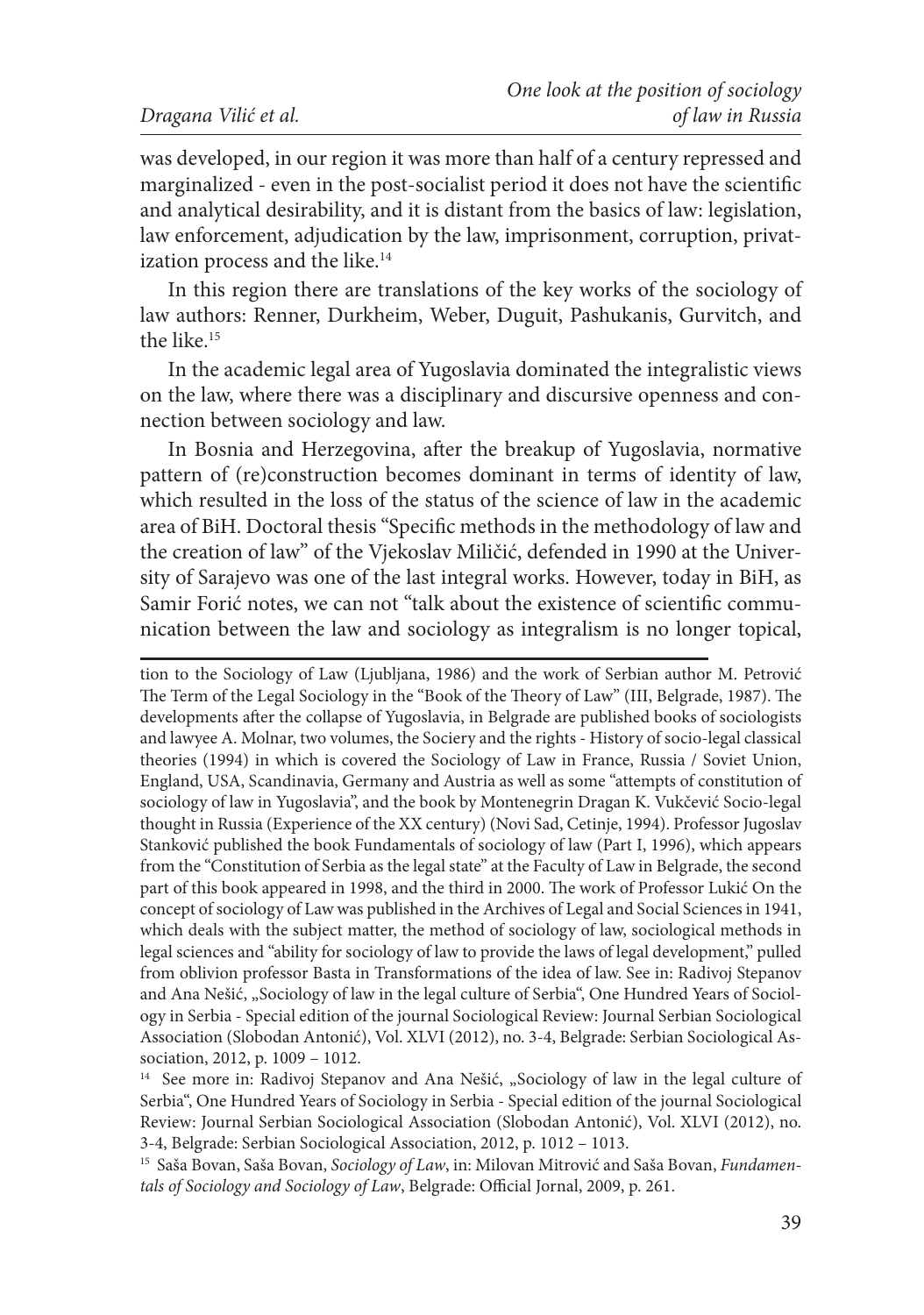was developed, in our region it was more than half of a century repressed and marginalized - even in the post-socialist period it does not have the scientific and analytical desirability, and it is distant from the basics of law: legislation, law enforcement, adjudication by the law, imprisonment, corruption, privatization process and the like.[14]

In this region there are translations of the key works of the sociology of law authors: Renner, Durkheim, Weber, Duguit, Pashukanis, Gurvitch, and the like.[15]

In the academic legal area of Yugoslavia dominated the integralistic views on the law, where there was a disciplinary and discursive openness and connection between sociology and law.

In Bosnia and Herzegovina, after the breakup of Yugoslavia, normative pattern of (re)construction becomes dominant in terms of identity of law, which resulted in the loss of the status of the science of law in the academic area of BiH. Doctoral thesis "Specific methods in the methodology of law and the creation of law" of the Vjekoslav Miličić, defended in 1990 at the University of Sarajevo was one of the last integral works. However, today in BiH, as Samir Forić notes, we can not "talk about the existence of scientific communication between the law and sociology as integralism is no longer topical,

---

tion to the Sociology of Law (Ljubljana, 1986) and the work of Serbian author M. Petrović The Term of the Legal Sociology in the "Book of the Theory of Law" (III, Belgrade, 1987). The developments after the collapse of Yugoslavia, in Belgrade are published books of sociologists and lawyee A. Molnar, two volumes, the Sociery and the rights - History of socio-legal classical theories (1994) in which is covered the Sociology of Law in France, Russia / Soviet Union, England, USA, Scandinavia, Germany and Austria as well as some "attempts of constitution of sociology of law in Yugoslavia", and the book by Montenegrin Dragan K. Vukčević Socio-legal thought in Russia (Experience of the XX century) (Novi Sad, Cetinje, 1994). Professor Jugoslav Stanković published the book Fundamentals of sociology of law (Part I, 1996), which appears from the "Constitution of Serbia as the legal state" at the Faculty of Law in Belgrade, the second part of this book appeared in 1998, and the third in 2000. The work of Professor Lukić On the concept of sociology of Law was published in the Archives of Legal and Social Sciences in 1941, which deals with the subject matter, the method of sociology of law, sociological methods in legal sciences and "ability for sociology of law to provide the laws of legal development," pulled from oblivion professor Basta in Transformations of the idea of law. See in: Radivoj Stepanov and Ana Nešić, „Sociology of law in the legal culture of Serbia", One Hundred Years of Sociology in Serbia - Special edition of the journal Sociological Review: Journal Serbian Sociological Association (Slobodan Antonić), Vol. XLVI (2012), no. 3-4, Belgrade: Serbian Sociological Association, 2012, p. 1009 – 1012.

[14] See more in: Radivoj Stepanov and Ana Nešić, „Sociology of law in the legal culture of Serbia", One Hundred Years of Sociology in Serbia - Special edition of the journal Sociological Review: Journal Serbian Sociological Association (Slobodan Antonić), Vol. XLVI (2012), no. 3-4, Belgrade: Serbian Sociological Association, 2012, p. 1012 – 1013.

[15] Saša Bovan, Saša Bovan, *Sociology of Law*, in: Milovan Mitrović and Saša Bovan, *Fundamentals of Sociology and Sociology of Law*, Belgrade: Official Jornal, 2009, p. 261.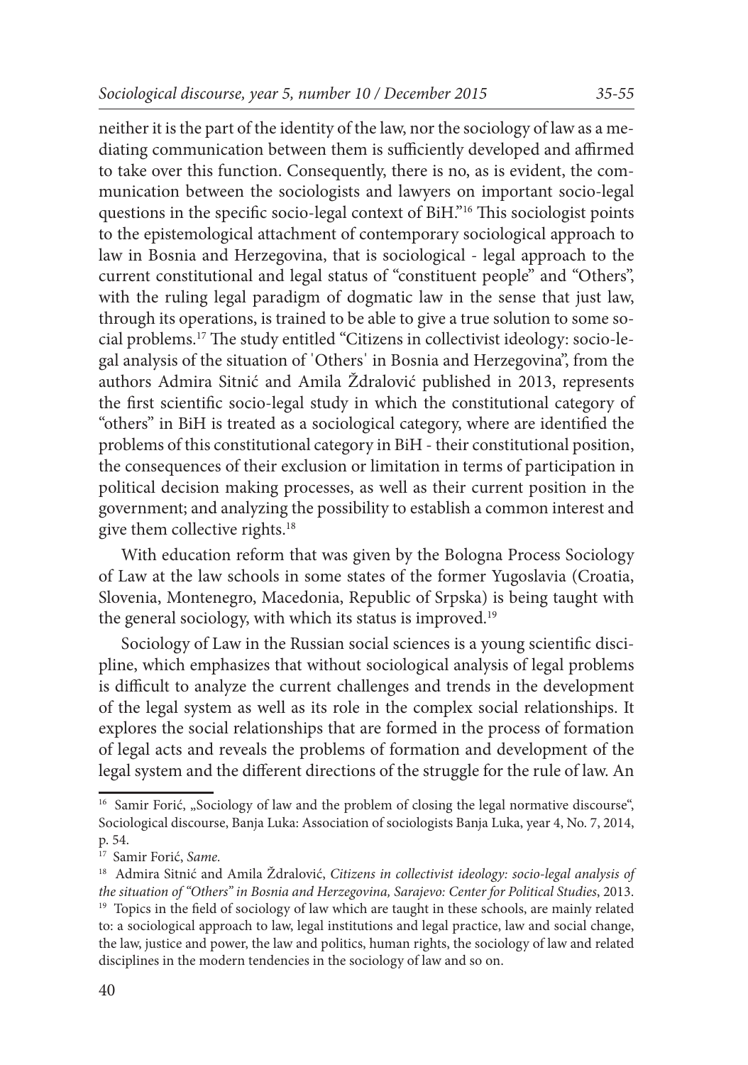neither it is the part of the identity of the law, nor the sociology of law as a mediating communication between them is sufficiently developed and affirmed to take over this function. Consequently, there is no, as is evident, the communication between the sociologists and lawyers on important socio-legal questions in the specific socio-legal context of BiH."[16] This sociologist points to the epistemological attachment of contemporary sociological approach to law in Bosnia and Herzegovina, that is sociological - legal approach to the current constitutional and legal status of "constituent people" and "Others", with the ruling legal paradigm of dogmatic law in the sense that just law, through its operations, is trained to be able to give a true solution to some social problems.[17] The study entitled "Citizens in collectivist ideology: socio-legal analysis of the situation of 'Others' in Bosnia and Herzegovina", from the authors Admira Sitnić and Amila Ždralović published in 2013, represents the first scientific socio-legal study in which the constitutional category of "others" in BiH is treated as a sociological category, where are identified the problems of this constitutional category in BiH - their constitutional position, the consequences of their exclusion or limitation in terms of participation in political decision making processes, as well as their current position in the government; and analyzing the possibility to establish a common interest and give them collective rights.[18]

With education reform that was given by the Bologna Process Sociology of Law at the law schools in some states of the former Yugoslavia (Croatia, Slovenia, Montenegro, Macedonia, Republic of Srpska) is being taught with the general sociology, with which its status is improved.[19]

Sociology of Law in the Russian social sciences is a young scientific discipline, which emphasizes that without sociological analysis of legal problems is difficult to analyze the current challenges and trends in the development of the legal system as well as its role in the complex social relationships. It explores the social relationships that are formed in the process of formation of legal acts and reveals the problems of formation and development of the legal system and the different directions of the struggle for the rule of law. An

---

[16] Samir Forić, „Sociology of law and the problem of closing the legal normative discourse", Sociological discourse, Banja Luka: Association of sociologists Banja Luka, year 4, No. 7, 2014, p. 54.

[17] Samir Forić, *Same.*

[18] Admira Sitnić and Amila Ždralović, *Citizens in collectivist ideology: socio-legal analysis of the situation of "Others" in Bosnia and Herzegovina, Sarajevo: Center for Political Studies*, 2013.

[19] Topics in the field of sociology of law which are taught in these schools, are mainly related to: a sociological approach to law, legal institutions and legal practice, law and social change, the law, justice and power, the law and politics, human rights, the sociology of law and related disciplines in the modern tendencies in the sociology of law and so on.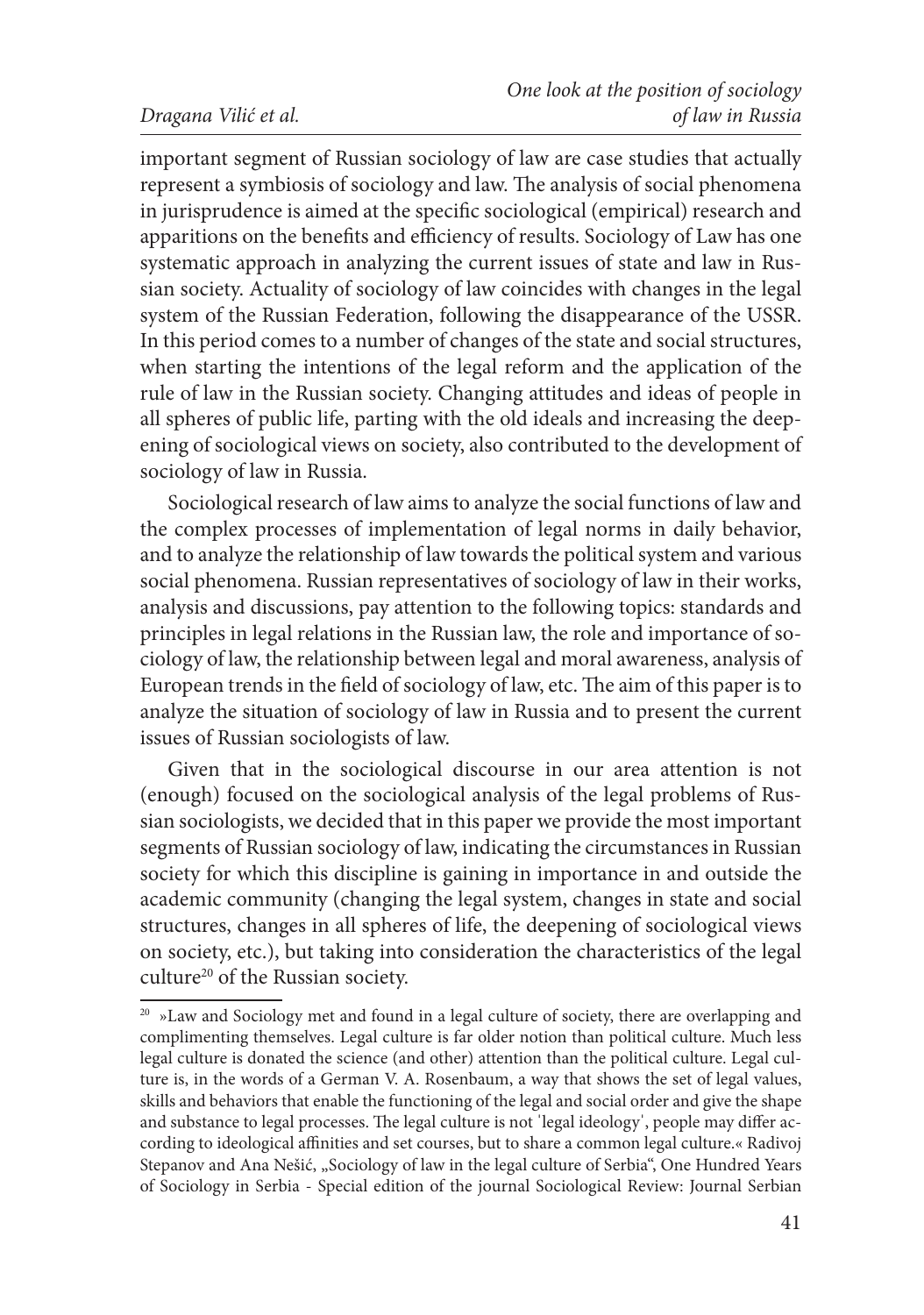important segment of Russian sociology of law are case studies that actually represent a symbiosis of sociology and law. The analysis of social phenomena in jurisprudence is aimed at the specific sociological (empirical) research and apparitions on the benefits and efficiency of results. Sociology of Law has one systematic approach in analyzing the current issues of state and law in Russian society. Actuality of sociology of law coincides with changes in the legal system of the Russian Federation, following the disappearance of the USSR. In this period comes to a number of changes of the state and social structures, when starting the intentions of the legal reform and the application of the rule of law in the Russian society. Changing attitudes and ideas of people in all spheres of public life, parting with the old ideals and increasing the deepening of sociological views on society, also contributed to the development of sociology of law in Russia.

Sociological research of law aims to analyze the social functions of law and the complex processes of implementation of legal norms in daily behavior, and to analyze the relationship of law towards the political system and various social phenomena. Russian representatives of sociology of law in their works, analysis and discussions, pay attention to the following topics: standards and principles in legal relations in the Russian law, the role and importance of sociology of law, the relationship between legal and moral awareness, analysis of European trends in the field of sociology of law, etc. The aim of this paper is to analyze the situation of sociology of law in Russia and to present the current issues of Russian sociologists of law.

Given that in the sociological discourse in our area attention is not (enough) focused on the sociological analysis of the legal problems of Russian sociologists, we decided that in this paper we provide the most important segments of Russian sociology of law, indicating the circumstances in Russian society for which this discipline is gaining in importance in and outside the academic community (changing the legal system, changes in state and social structures, changes in all spheres of life, the deepening of sociological views on society, etc.), but taking into consideration the characteristics of the legal culture[20] of the Russian society.

---

[20] »Law and Sociology met and found in a legal culture of society, there are overlapping and complimenting themselves. Legal culture is far older notion than political culture. Much less legal culture is donated the science (and other) attention than the political culture. Legal culture is, in the words of a German V. A. Rosenbaum, a way that shows the set of legal values, skills and behaviors that enable the functioning of the legal and social order and give the shape and substance to legal processes. The legal culture is not 'legal ideology', people may differ according to ideological affinities and set courses, but to share a common legal culture.« Radivoj Stepanov and Ana Nešić, „Sociology of law in the legal culture of Serbia", One Hundred Years of Sociology in Serbia - Special edition of the journal Sociological Review: Journal Serbian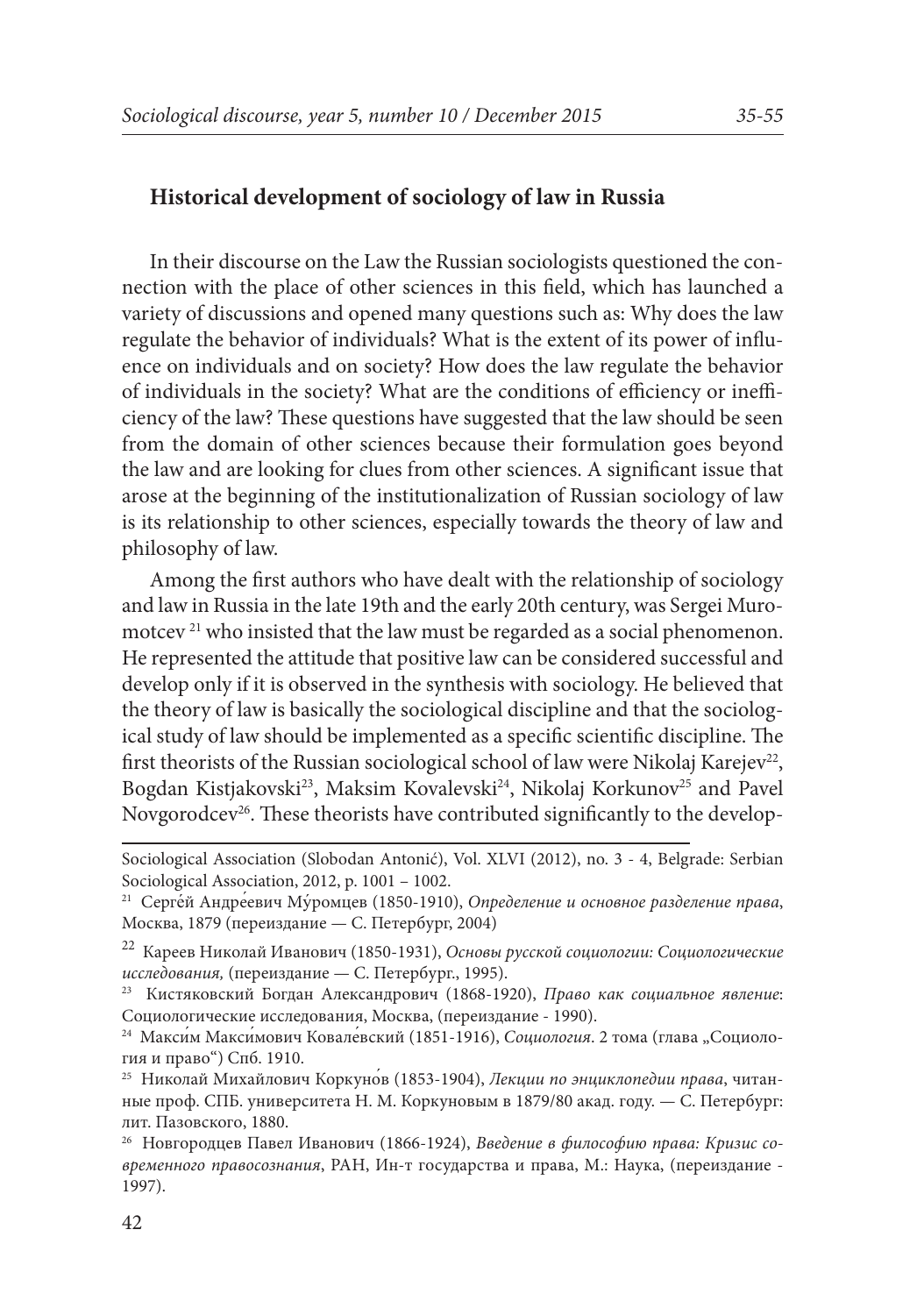## Historical development of sociology of law in Russia

In their discourse on the Law the Russian sociologists questioned the connection with the place of other sciences in this field, which has launched a variety of discussions and opened many questions such as: Why does the law regulate the behavior of individuals? What is the extent of its power of influence on individuals and on society? How does the law regulate the behavior of individuals in the society? What are the conditions of efficiency or inefficiency of the law? These questions have suggested that the law should be seen from the domain of other sciences because their formulation goes beyond the law and are looking for clues from other sciences. A significant issue that arose at the beginning of the institutionalization of Russian sociology of law is its relationship to other sciences, especially towards the theory of law and philosophy of law.

Among the first authors who have dealt with the relationship of sociology and law in Russia in the late 19th and the early 20th century, was Sergei Muromotcev [21] who insisted that the law must be regarded as a social phenomenon. He represented the attitude that positive law can be considered successful and develop only if it is observed in the synthesis with sociology. He believed that the theory of law is basically the sociological discipline and that the sociological study of law should be implemented as a specific scientific discipline. The first theorists of the Russian sociological school of law were Nikolaj Karejev[22], Bogdan Kistjakovski[23], Maksim Kovalevski[24], Nikolaj Korkunov[25] and Pavel Novgorodcev[26]. These theorists have contributed significantly to the develop-

---

Sociological Association (Slobodan Antonić), Vol. XLVI (2012), no. 3 - 4, Belgrade: Serbian Sociological Association, 2012, p. 1001 – 1002.

[21] Серге́й Андре́евич Му́ромцев (1850-1910), *Определение и основное разделение права*, Москва, 1879 (переиздание — С. Петербург, 2004)

[22] Кареев Николай Иванович (1850-1931), *Основы русской социологии: Социологические исследования,* (переиздание — С. Петербург., 1995).

[23] Кистяковский Богдан Александрович (1868-1920), *Право как социальное явление*: Социологические исследования, Москва, (переиздание - 1990).

[24] Макси́м Макси́мович Ковале́вский (1851-1916), *Социология.* 2 тома (глава „Социология и право") Спб. 1910.

[25] Николай Михайлович Коркуно́в (1853-1904), *Лекции по энциклопедии права*, читанные проф. СПБ. университета Н. М. Коркуновым в 1879/80 акад. году. — С. Петербург: лит. Пазовского, 1880.

[26] Новгородцев Павел Иванович (1866-1924), *Введение в философию права: Кризис современного правосознания*, РАН, Ин-т государства и права, М.: Наука, (переиздание - 1997).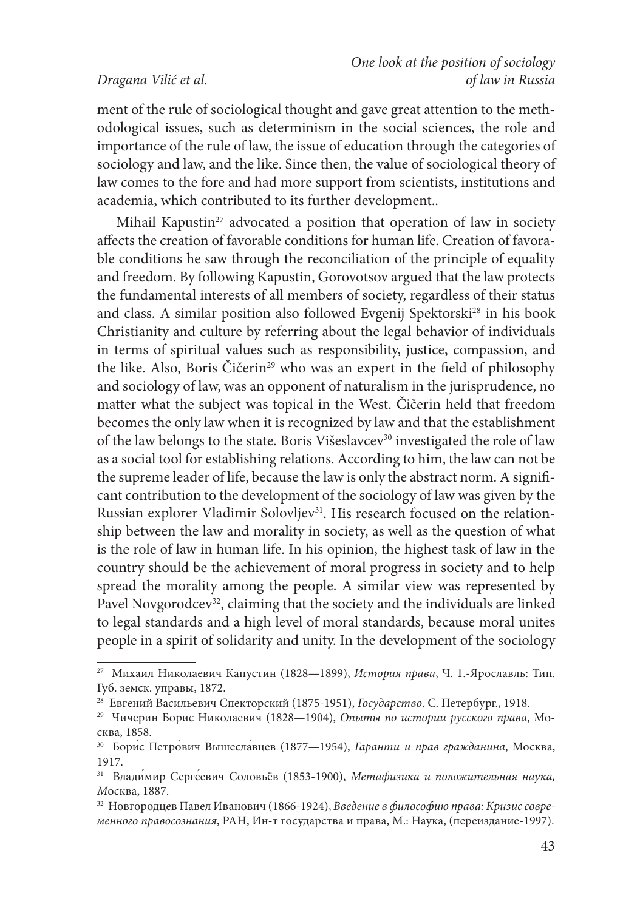ment of the rule of sociological thought and gave great attention to the methodological issues, such as determinism in the social sciences, the role and importance of the rule of law, the issue of education through the categories of sociology and law, and the like. Since then, the value of sociological theory of law comes to the fore and had more support from scientists, institutions and academia, which contributed to its further development..

Mihail Kapustin[27] advocated a position that operation of law in society affects the creation of favorable conditions for human life. Creation of favorable conditions he saw through the reconciliation of the principle of equality and freedom. By following Kapustin, Gorovotsov argued that the law protects the fundamental interests of all members of society, regardless of their status and class. A similar position also followed Evgenij Spektorski[28] in his book Christianity and culture by referring about the legal behavior of individuals in terms of spiritual values such as responsibility, justice, compassion, and the like. Also, Boris Čičerin[29] who was an expert in the field of philosophy and sociology of law, was an opponent of naturalism in the jurisprudence, no matter what the subject was topical in the West. Čičerin held that freedom becomes the only law when it is recognized by law and that the establishment of the law belongs to the state. Boris Višeslavcev[30] investigated the role of law as a social tool for establishing relations. According to him, the law can not be the supreme leader of life, because the law is only the abstract norm. A significant contribution to the development of the sociology of law was given by the Russian explorer Vladimir Solovljev[31]. His research focused on the relationship between the law and morality in society, as well as the question of what is the role of law in human life. In his opinion, the highest task of law in the country should be the achievement of moral progress in society and to help spread the morality among the people. A similar view was represented by Pavel Novgorodcev[32], claiming that the society and the individuals are linked to legal standards and a high level of moral standards, because moral unites people in a spirit of solidarity and unity. In the development of the sociology

---

[27] Михаил Николаевич Капустин (1828—1899), *История права*, Ч. 1.-Ярославль: Тип. Губ. земск. управы, 1872.

[28] Евгений Васильевич Спекторский (1875-1951), *Государство*. С. Петербург., 1918.

[29] Чичерин Борис Николаевич (1828—1904), *Опыты по истории русского права*, Москва, 1858.

[30] Бори́с Петро́вич Вышесла́вцев (1877—1954), *Гаранти и прав гражданина*, Москва, 1917.

[31] Влади́мир Серге́евич Соловьёв (1853-1900), *Метафизика и положительная наука, М*осква, 1887.

[32] Новгородцев Павел Иванович (1866-1924), *Введение в философию права: Кризис современного правосознания*, РАН, Ин-т государства и права, М.: Наука, (переиздание-1997).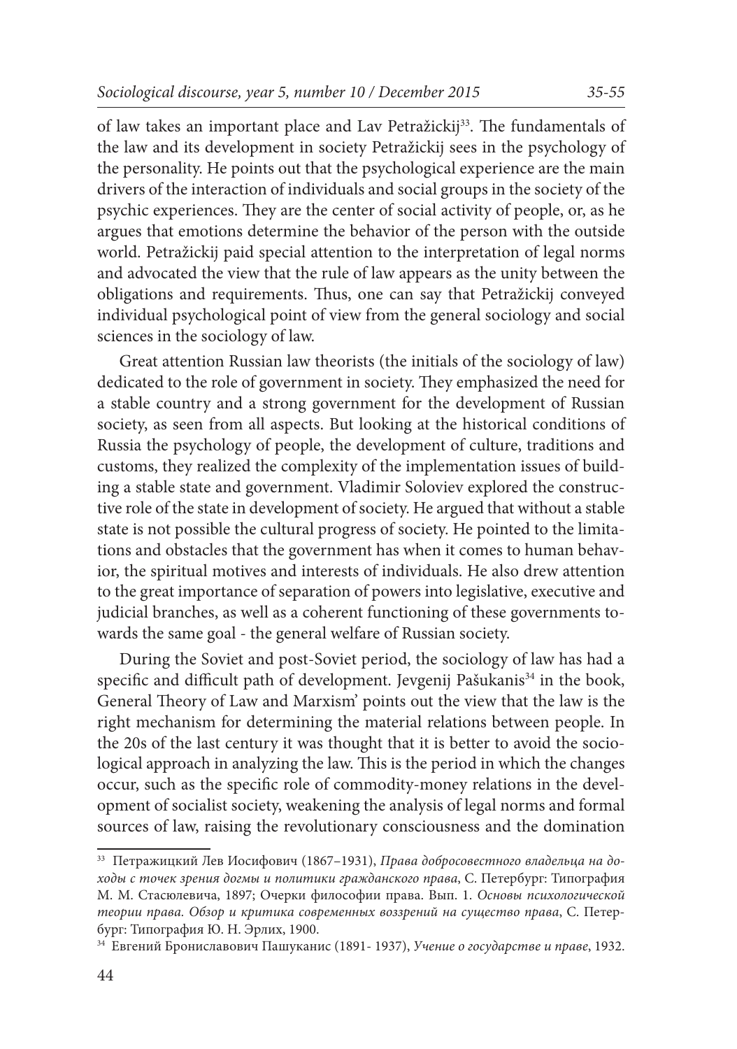of law takes an important place and Lav Petražickij[33]. The fundamentals of the law and its development in society Petražickij sees in the psychology of the personality. He points out that the psychological experience are the main drivers of the interaction of individuals and social groups in the society of the psychic experiences. They are the center of social activity of people, or, as he argues that emotions determine the behavior of the person with the outside world. Petražickij paid special attention to the interpretation of legal norms and advocated the view that the rule of law appears as the unity between the obligations and requirements. Thus, one can say that Petražickij conveyed individual psychological point of view from the general sociology and social sciences in the sociology of law.

Great attention Russian law theorists (the initials of the sociology of law) dedicated to the role of government in society. They emphasized the need for a stable country and a strong government for the development of Russian society, as seen from all aspects. But looking at the historical conditions of Russia the psychology of people, the development of culture, traditions and customs, they realized the complexity of the implementation issues of building a stable state and government. Vladimir Soloviev explored the constructive role of the state in development of society. He argued that without a stable state is not possible the cultural progress of society. He pointed to the limitations and obstacles that the government has when it comes to human behavior, the spiritual motives and interests of individuals. He also drew attention to the great importance of separation of powers into legislative, executive and judicial branches, as well as a coherent functioning of these governments towards the same goal - the general welfare of Russian society.

During the Soviet and post-Soviet period, the sociology of law has had a specific and difficult path of development. Jevgenij Pašukanis[34] in the book, General Theory of Law and Marxism' points out the view that the law is the right mechanism for determining the material relations between people. In the 20s of the last century it was thought that it is better to avoid the sociological approach in analyzing the law. This is the period in which the changes occur, such as the specific role of commodity-money relations in the development of socialist society, weakening the analysis of legal norms and formal sources of law, raising the revolutionary consciousness and the domination

---

[33] Петражицкий Лев Иосифович (1867–1931), *Права добросовестного владельца на доходы с точек зрения догмы и политики гражданского права*, С. Петербург: Типография М. М. Стасюлевича, 1897; Очерки философии права. Вып. 1. *Основы психологической теории права. Обзор и критика современных воззрений на существо права*, С. Петербург: Типография Ю. Н. Эрлих, 1900.

[34] Евгений Брониславович Пашуканис (1891- 1937), *Учение о государстве и праве*, 1932.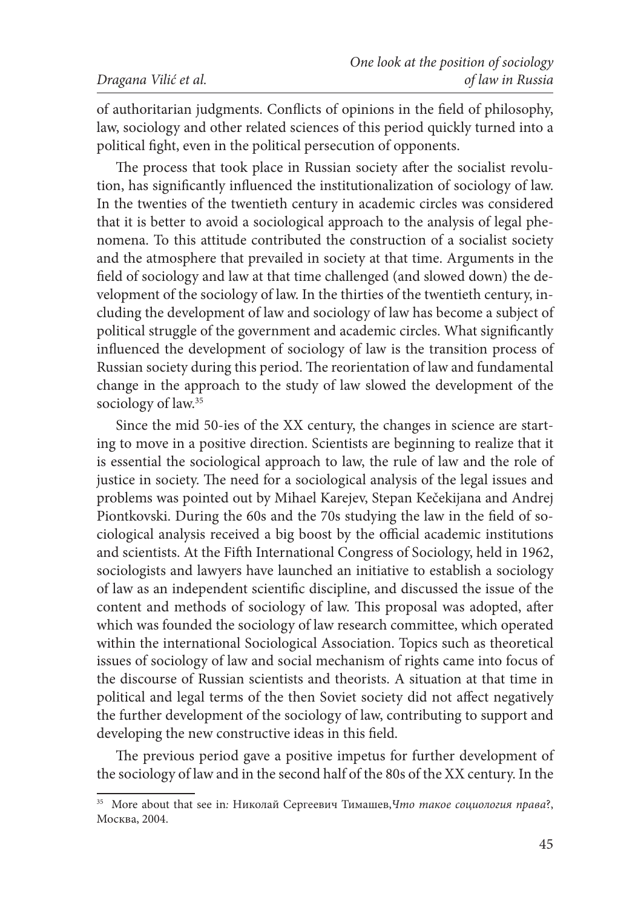of authoritarian judgments. Conflicts of opinions in the field of philosophy, law, sociology and other related sciences of this period quickly turned into a political fight, even in the political persecution of opponents.

The process that took place in Russian society after the socialist revolution, has significantly influenced the institutionalization of sociology of law. In the twenties of the twentieth century in academic circles was considered that it is better to avoid a sociological approach to the analysis of legal phenomena. To this attitude contributed the construction of a socialist society and the atmosphere that prevailed in society at that time. Arguments in the field of sociology and law at that time challenged (and slowed down) the development of the sociology of law. In the thirties of the twentieth century, including the development of law and sociology of law has become a subject of political struggle of the government and academic circles. What significantly influenced the development of sociology of law is the transition process of Russian society during this period. The reorientation of law and fundamental change in the approach to the study of law slowed the development of the sociology of law.[35]

Since the mid 50-ies of the XX century, the changes in science are starting to move in a positive direction. Scientists are beginning to realize that it is essential the sociological approach to law, the rule of law and the role of justice in society. The need for a sociological analysis of the legal issues and problems was pointed out by Mihael Karejev, Stepan Kečekijana and Andrej Piontkovski. During the 60s and the 70s studying the law in the field of sociological analysis received a big boost by the official academic institutions and scientists. At the Fifth International Congress of Sociology, held in 1962, sociologists and lawyers have launched an initiative to establish a sociology of law as an independent scientific discipline, and discussed the issue of the content and methods of sociology of law. This proposal was adopted, after which was founded the sociology of law research committee, which operated within the international Sociological Association. Topics such as theoretical issues of sociology of law and social mechanism of rights came into focus of the discourse of Russian scientists and theorists. A situation at that time in political and legal terms of the then Soviet society did not affect negatively the further development of the sociology of law, contributing to support and developing the new constructive ideas in this field.

The previous period gave a positive impetus for further development of the sociology of law and in the second half of the 80s of the XX century. In the

---

[35] More about that see in: Николай Сергеевич Тимашев,*Что такое социология права*?, Москва, 2004.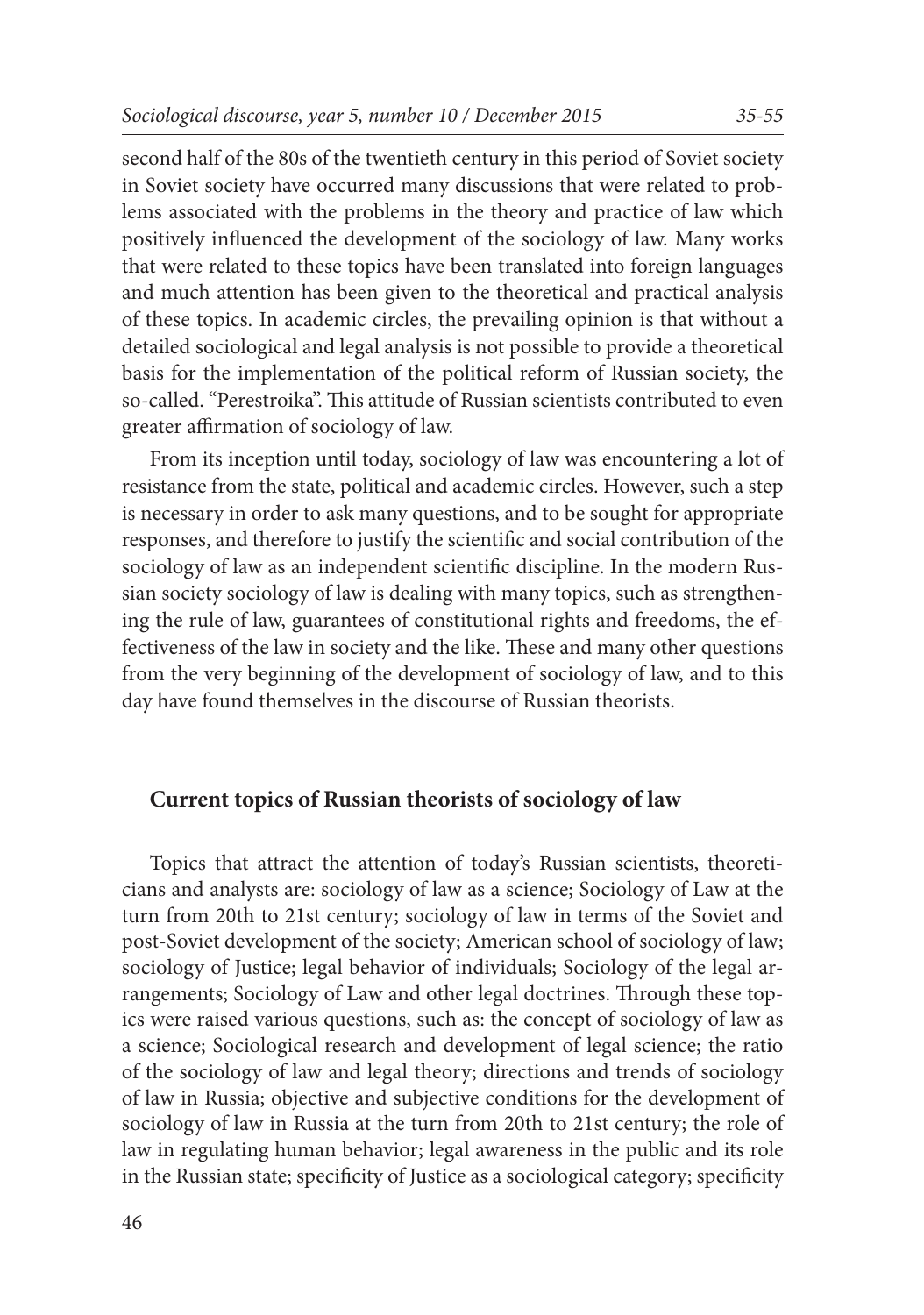second half of the 80s of the twentieth century in this period of Soviet society in Soviet society have occurred many discussions that were related to problems associated with the problems in the theory and practice of law which positively influenced the development of the sociology of law. Many works that were related to these topics have been translated into foreign languages and much attention has been given to the theoretical and practical analysis of these topics. In academic circles, the prevailing opinion is that without a detailed sociological and legal analysis is not possible to provide a theoretical basis for the implementation of the political reform of Russian society, the so-called. "Perestroika". This attitude of Russian scientists contributed to even greater affirmation of sociology of law.

From its inception until today, sociology of law was encountering a lot of resistance from the state, political and academic circles. However, such a step is necessary in order to ask many questions, and to be sought for appropriate responses, and therefore to justify the scientific and social contribution of the sociology of law as an independent scientific discipline. In the modern Russian society sociology of law is dealing with many topics, such as strengthening the rule of law, guarantees of constitutional rights and freedoms, the effectiveness of the law in society and the like. These and many other questions from the very beginning of the development of sociology of law, and to this day have found themselves in the discourse of Russian theorists.

## Current topics of Russian theorists of sociology of law

Topics that attract the attention of today's Russian scientists, theoreticians and analysts are: sociology of law as a science; Sociology of Law at the turn from 20th to 21st century; sociology of law in terms of the Soviet and post-Soviet development of the society; American school of sociology of law; sociology of Justice; legal behavior of individuals; Sociology of the legal arrangements; Sociology of Law and other legal doctrines. Through these topics were raised various questions, such as: the concept of sociology of law as a science; Sociological research and development of legal science; the ratio of the sociology of law and legal theory; directions and trends of sociology of law in Russia; objective and subjective conditions for the development of sociology of law in Russia at the turn from 20th to 21st century; the role of law in regulating human behavior; legal awareness in the public and its role in the Russian state; specificity of Justice as a sociological category; specificity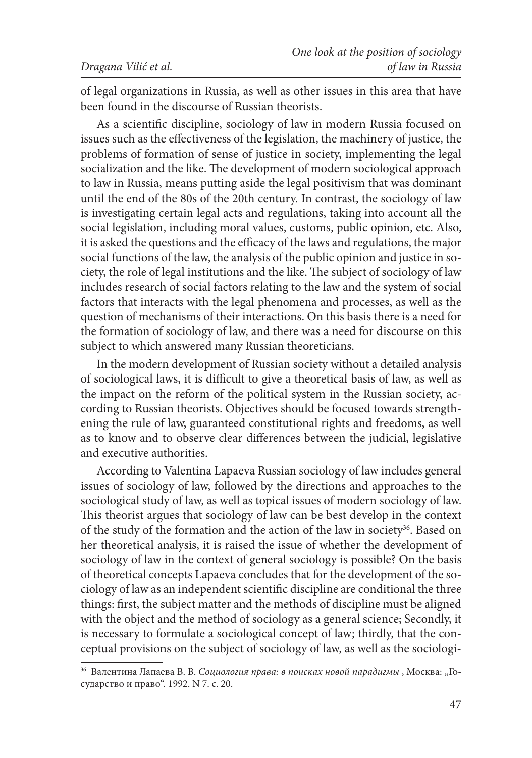of legal organizations in Russia, as well as other issues in this area that have been found in the discourse of Russian theorists.

As a scientific discipline, sociology of law in modern Russia focused on issues such as the effectiveness of the legislation, the machinery of justice, the problems of formation of sense of justice in society, implementing the legal socialization and the like. The development of modern sociological approach to law in Russia, means putting aside the legal positivism that was dominant until the end of the 80s of the 20th century. In contrast, the sociology of law is investigating certain legal acts and regulations, taking into account all the social legislation, including moral values, customs, public opinion, etc. Also, it is asked the questions and the efficacy of the laws and regulations, the major social functions of the law, the analysis of the public opinion and justice in society, the role of legal institutions and the like. The subject of sociology of law includes research of social factors relating to the law and the system of social factors that interacts with the legal phenomena and processes, as well as the question of mechanisms of their interactions. On this basis there is a need for the formation of sociology of law, and there was a need for discourse on this subject to which answered many Russian theoreticians.

In the modern development of Russian society without a detailed analysis of sociological laws, it is difficult to give a theoretical basis of law, as well as the impact on the reform of the political system in the Russian society, according to Russian theorists. Objectives should be focused towards strengthening the rule of law, guaranteed constitutional rights and freedoms, as well as to know and to observe clear differences between the judicial, legislative and executive authorities.

According to Valentina Lapaeva Russian sociology of law includes general issues of sociology of law, followed by the directions and approaches to the sociological study of law, as well as topical issues of modern sociology of law. This theorist argues that sociology of law can be best develop in the context of the study of the formation and the action of the law in society[36]. Based on her theoretical analysis, it is raised the issue of whether the development of sociology of law in the context of general sociology is possible? On the basis of theoretical concepts Lapaeva concludes that for the development of the sociology of law as an independent scientific discipline are conditional the three things: first, the subject matter and the methods of discipline must be aligned with the object and the method of sociology as a general science; Secondly, it is necessary to formulate a sociological concept of law; thirdly, that the conceptual provisions on the subject of sociology of law, as well as the sociologi-

---

[36] Валентина Лапаева В. В. *Социология права: в поисках новой парадигмы* , Москва: „Государство и право". 1992. N 7. с. 20.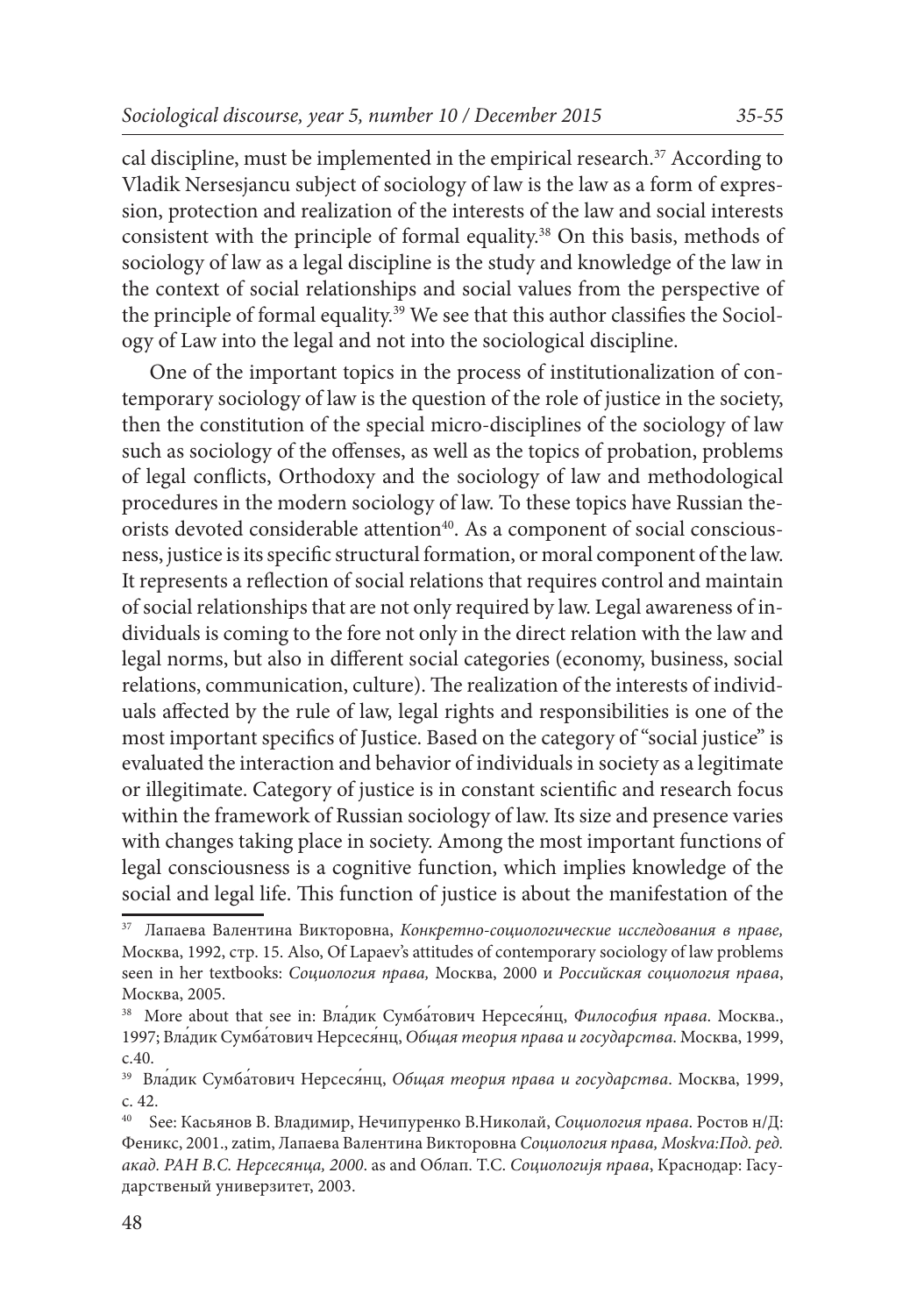cal discipline, must be implemented in the empirical research.[37] According to Vladik Nersesjancu subject of sociology of law is the law as a form of expression, protection and realization of the interests of the law and social interests consistent with the principle of formal equality.[38] On this basis, methods of sociology of law as a legal discipline is the study and knowledge of the law in the context of social relationships and social values from the perspective of the principle of formal equality.[39] We see that this author classifies the Sociology of Law into the legal and not into the sociological discipline.

One of the important topics in the process of institutionalization of contemporary sociology of law is the question of the role of justice in the society, then the constitution of the special micro-disciplines of the sociology of law such as sociology of the offenses, as well as the topics of probation, problems of legal conflicts, Orthodoxy and the sociology of law and methodological procedures in the modern sociology of law. To these topics have Russian theorists devoted considerable attention[40]. As a component of social consciousness, justice is its specific structural formation, or moral component of the law. It represents a reflection of social relations that requires control and maintain of social relationships that are not only required by law. Legal awareness of individuals is coming to the fore not only in the direct relation with the law and legal norms, but also in different social categories (economy, business, social relations, communication, culture). The realization of the interests of individuals affected by the rule of law, legal rights and responsibilities is one of the most important specifics of Justice. Based on the category of "social justice" is evaluated the interaction and behavior of individuals in society as a legitimate or illegitimate. Category of justice is in constant scientific and research focus within the framework of Russian sociology of law. Its size and presence varies with changes taking place in society. Among the most important functions of legal consciousness is a cognitive function, which implies knowledge of the social and legal life. This function of justice is about the manifestation of the

---

[37] Лапаева Валентина Викторовна, *Конкретно-социологические исследования в праве,* Москва, 1992, стр. 15. Also, Of Lapaev's attitudes of contemporary sociology of law problems seen in her textbooks: *Социология права,* Москва, 2000 и *Российская социология права*, Москва, 2005.

[38] More about that see in: Вла́дик Сумба́тович Нерсеся́нц, *Философия права.* Москва., 1997; Вла́дик Сумба́тович Нерсеся́нц, *Общая теория права и государства.* Москва, 1999, с.40.

[39] Вла́дик Сумба́тович Нерсеся́нц, *Общая теория права и государства.* Москва, 1999, с. 42.

[40] See: Касьянов В. Владимир, Нечипуренко В.Николай, *Социология права.* Ростов н/Д: Феникс, 2001., zatim, Лапаева Валентина Викторовна *Социология права, Moskva:Под. ред. акад. РАН В.С. Нерсесянца, 2000.* as and Облап. Т.С. *Социологија права*, Краснодар: Гасударственый универзитет, 2003.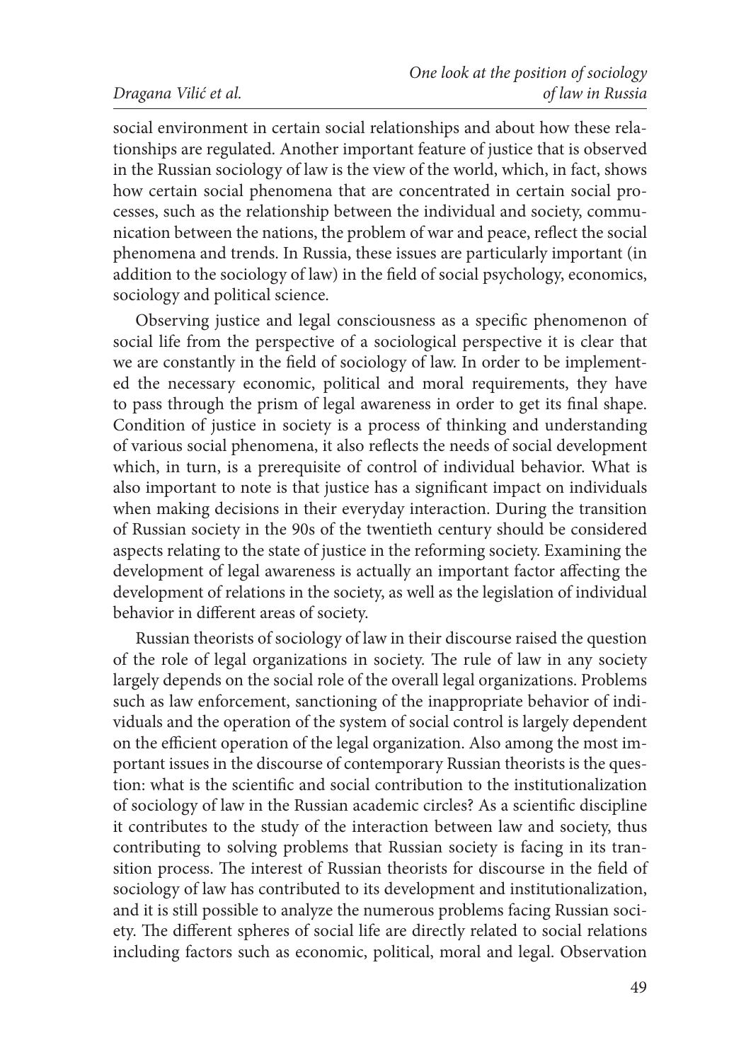social environment in certain social relationships and about how these relationships are regulated. Another important feature of justice that is observed in the Russian sociology of law is the view of the world, which, in fact, shows how certain social phenomena that are concentrated in certain social processes, such as the relationship between the individual and society, communication between the nations, the problem of war and peace, reflect the social phenomena and trends. In Russia, these issues are particularly important (in addition to the sociology of law) in the field of social psychology, economics, sociology and political science.

Observing justice and legal consciousness as a specific phenomenon of social life from the perspective of a sociological perspective it is clear that we are constantly in the field of sociology of law. In order to be implemented the necessary economic, political and moral requirements, they have to pass through the prism of legal awareness in order to get its final shape. Condition of justice in society is a process of thinking and understanding of various social phenomena, it also reflects the needs of social development which, in turn, is a prerequisite of control of individual behavior. What is also important to note is that justice has a significant impact on individuals when making decisions in their everyday interaction. During the transition of Russian society in the 90s of the twentieth century should be considered aspects relating to the state of justice in the reforming society. Examining the development of legal awareness is actually an important factor affecting the development of relations in the society, as well as the legislation of individual behavior in different areas of society.

Russian theorists of sociology of law in their discourse raised the question of the role of legal organizations in society. The rule of law in any society largely depends on the social role of the overall legal organizations. Problems such as law enforcement, sanctioning of the inappropriate behavior of individuals and the operation of the system of social control is largely dependent on the efficient operation of the legal organization. Also among the most important issues in the discourse of contemporary Russian theorists is the question: what is the scientific and social contribution to the institutionalization of sociology of law in the Russian academic circles? As a scientific discipline it contributes to the study of the interaction between law and society, thus contributing to solving problems that Russian society is facing in its transition process. The interest of Russian theorists for discourse in the field of sociology of law has contributed to its development and institutionalization, and it is still possible to analyze the numerous problems facing Russian society. The different spheres of social life are directly related to social relations including factors such as economic, political, moral and legal. Observation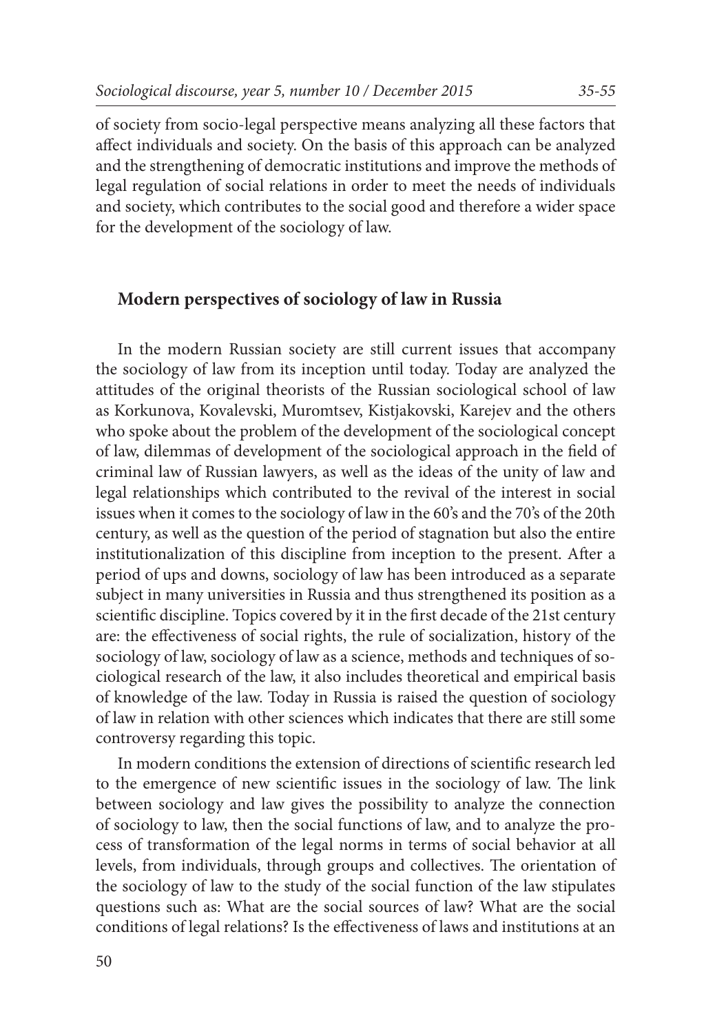of society from socio-legal perspective means analyzing all these factors that affect individuals and society. On the basis of this approach can be analyzed and the strengthening of democratic institutions and improve the methods of legal regulation of social relations in order to meet the needs of individuals and society, which contributes to the social good and therefore a wider space for the development of the sociology of law.

## Modern perspectives of sociology of law in Russia

In the modern Russian society are still current issues that accompany the sociology of law from its inception until today. Today are analyzed the attitudes of the original theorists of the Russian sociological school of law as Korkunova, Kovalevski, Muromtsev, Kistjakovski, Karejev and the others who spoke about the problem of the development of the sociological concept of law, dilemmas of development of the sociological approach in the field of criminal law of Russian lawyers, as well as the ideas of the unity of law and legal relationships which contributed to the revival of the interest in social issues when it comes to the sociology of law in the 60's and the 70's of the 20th century, as well as the question of the period of stagnation but also the entire institutionalization of this discipline from inception to the present. After a period of ups and downs, sociology of law has been introduced as a separate subject in many universities in Russia and thus strengthened its position as a scientific discipline. Topics covered by it in the first decade of the 21st century are: the effectiveness of social rights, the rule of socialization, history of the sociology of law, sociology of law as a science, methods and techniques of sociological research of the law, it also includes theoretical and empirical basis of knowledge of the law. Today in Russia is raised the question of sociology of law in relation with other sciences which indicates that there are still some controversy regarding this topic.

In modern conditions the extension of directions of scientific research led to the emergence of new scientific issues in the sociology of law. The link between sociology and law gives the possibility to analyze the connection of sociology to law, then the social functions of law, and to analyze the process of transformation of the legal norms in terms of social behavior at all levels, from individuals, through groups and collectives. The orientation of the sociology of law to the study of the social function of the law stipulates questions such as: What are the social sources of law? What are the social conditions of legal relations? Is the effectiveness of laws and institutions at an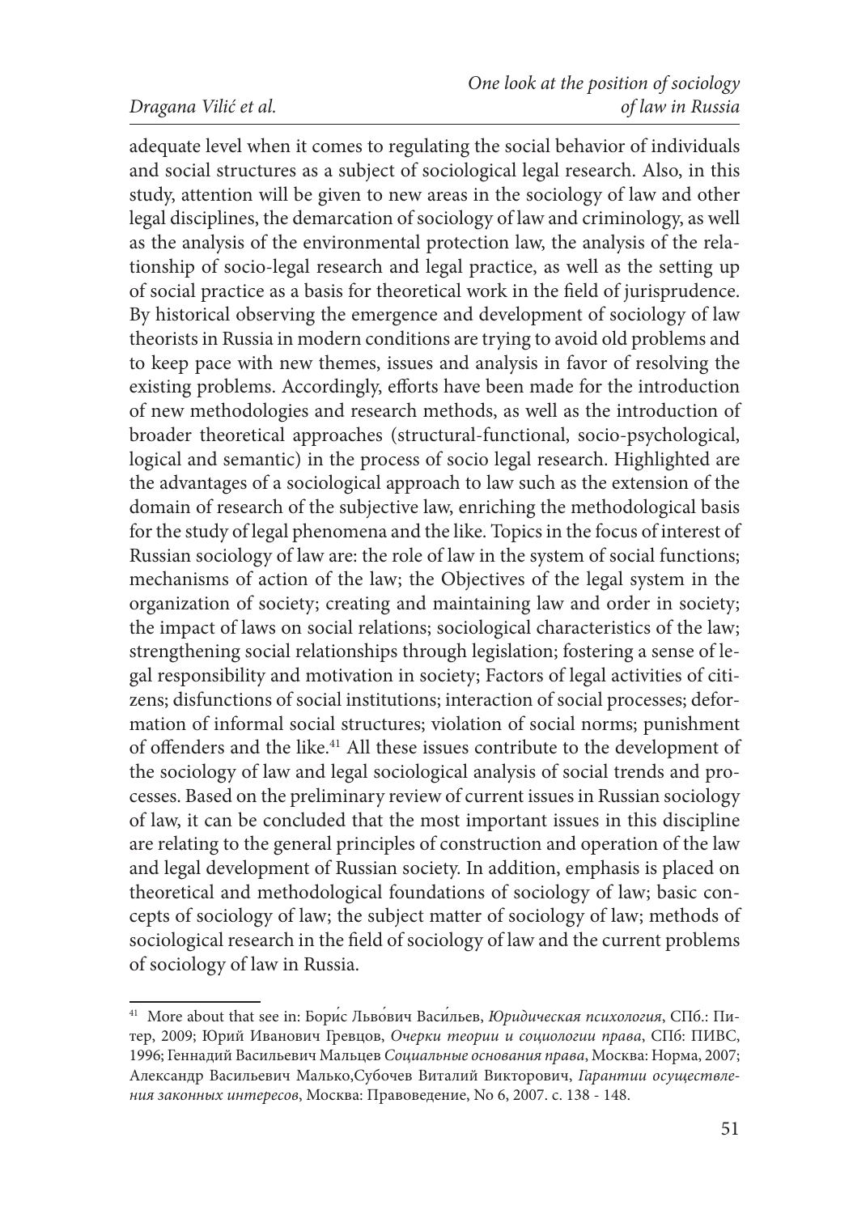adequate level when it comes to regulating the social behavior of individuals and social structures as a subject of sociological legal research. Also, in this study, attention will be given to new areas in the sociology of law and other legal disciplines, the demarcation of sociology of law and criminology, as well as the analysis of the environmental protection law, the analysis of the relationship of socio-legal research and legal practice, as well as the setting up of social practice as a basis for theoretical work in the field of jurisprudence. By historical observing the emergence and development of sociology of law theorists in Russia in modern conditions are trying to avoid old problems and to keep pace with new themes, issues and analysis in favor of resolving the existing problems. Accordingly, efforts have been made for the introduction of new methodologies and research methods, as well as the introduction of broader theoretical approaches (structural-functional, socio-psychological, logical and semantic) in the process of socio legal research. Highlighted are the advantages of a sociological approach to law such as the extension of the domain of research of the subjective law, enriching the methodological basis for the study of legal phenomena and the like. Topics in the focus of interest of Russian sociology of law are: the role of law in the system of social functions; mechanisms of action of the law; the Objectives of the legal system in the organization of society; creating and maintaining law and order in society; the impact of laws on social relations; sociological characteristics of the law; strengthening social relationships through legislation; fostering a sense of legal responsibility and motivation in society; Factors of legal activities of citizens; disfunctions of social institutions; interaction of social processes; deformation of informal social structures; violation of social norms; punishment of offenders and the like.[41] All these issues contribute to the development of the sociology of law and legal sociological analysis of social trends and processes. Based on the preliminary review of current issues in Russian sociology of law, it can be concluded that the most important issues in this discipline are relating to the general principles of construction and operation of the law and legal development of Russian society. In addition, emphasis is placed on theoretical and methodological foundations of sociology of law; basic concepts of sociology of law; the subject matter of sociology of law; methods of sociological research in the field of sociology of law and the current problems of sociology of law in Russia.

[41] More about that see in: Бори́с Льво́вич Васи́льев, *Юридическая психология*, СПб.: Питер, 2009; Юрий Иванович Гревцов, *Очерки теории и социологии права*, СПб: ПИВС, 1996; Геннадий Васильевич Мальцев *Социальные основания права*, Москва: Норма, 2007; Александр Васильевич Малько,Субочев Виталий Викторович, *Гарантии осуществления законных интересов*, Москва: Правоведение, No 6, 2007. c. 138 - 148.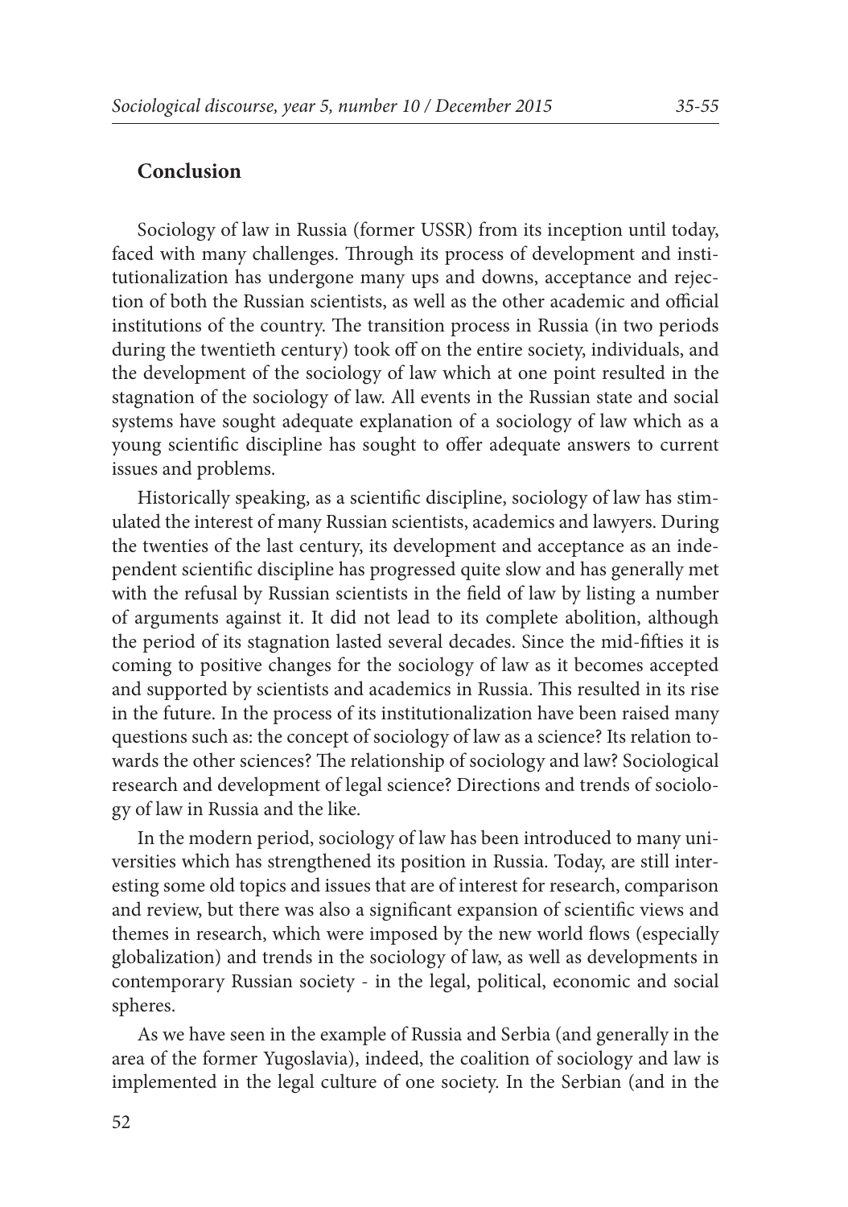## Conclusion

Sociology of law in Russia (former USSR) from its inception until today, faced with many challenges. Through its process of development and institutionalization has undergone many ups and downs, acceptance and rejection of both the Russian scientists, as well as the other academic and official institutions of the country. The transition process in Russia (in two periods during the twentieth century) took off on the entire society, individuals, and the development of the sociology of law which at one point resulted in the stagnation of the sociology of law. All events in the Russian state and social systems have sought adequate explanation of a sociology of law which as a young scientific discipline has sought to offer adequate answers to current issues and problems.

Historically speaking, as a scientific discipline, sociology of law has stimulated the interest of many Russian scientists, academics and lawyers. During the twenties of the last century, its development and acceptance as an independent scientific discipline has progressed quite slow and has generally met with the refusal by Russian scientists in the field of law by listing a number of arguments against it. It did not lead to its complete abolition, although the period of its stagnation lasted several decades. Since the mid-fifties it is coming to positive changes for the sociology of law as it becomes accepted and supported by scientists and academics in Russia. This resulted in its rise in the future. In the process of its institutionalization have been raised many questions such as: the concept of sociology of law as a science? Its relation towards the other sciences? The relationship of sociology and law? Sociological research and development of legal science? Directions and trends of sociology of law in Russia and the like.

In the modern period, sociology of law has been introduced to many universities which has strengthened its position in Russia. Today, are still interesting some old topics and issues that are of interest for research, comparison and review, but there was also a significant expansion of scientific views and themes in research, which were imposed by the new world flows (especially globalization) and trends in the sociology of law, as well as developments in contemporary Russian society - in the legal, political, economic and social spheres.

As we have seen in the example of Russia and Serbia (and generally in the area of the former Yugoslavia), indeed, the coalition of sociology and law is implemented in the legal culture of one society. In the Serbian (and in the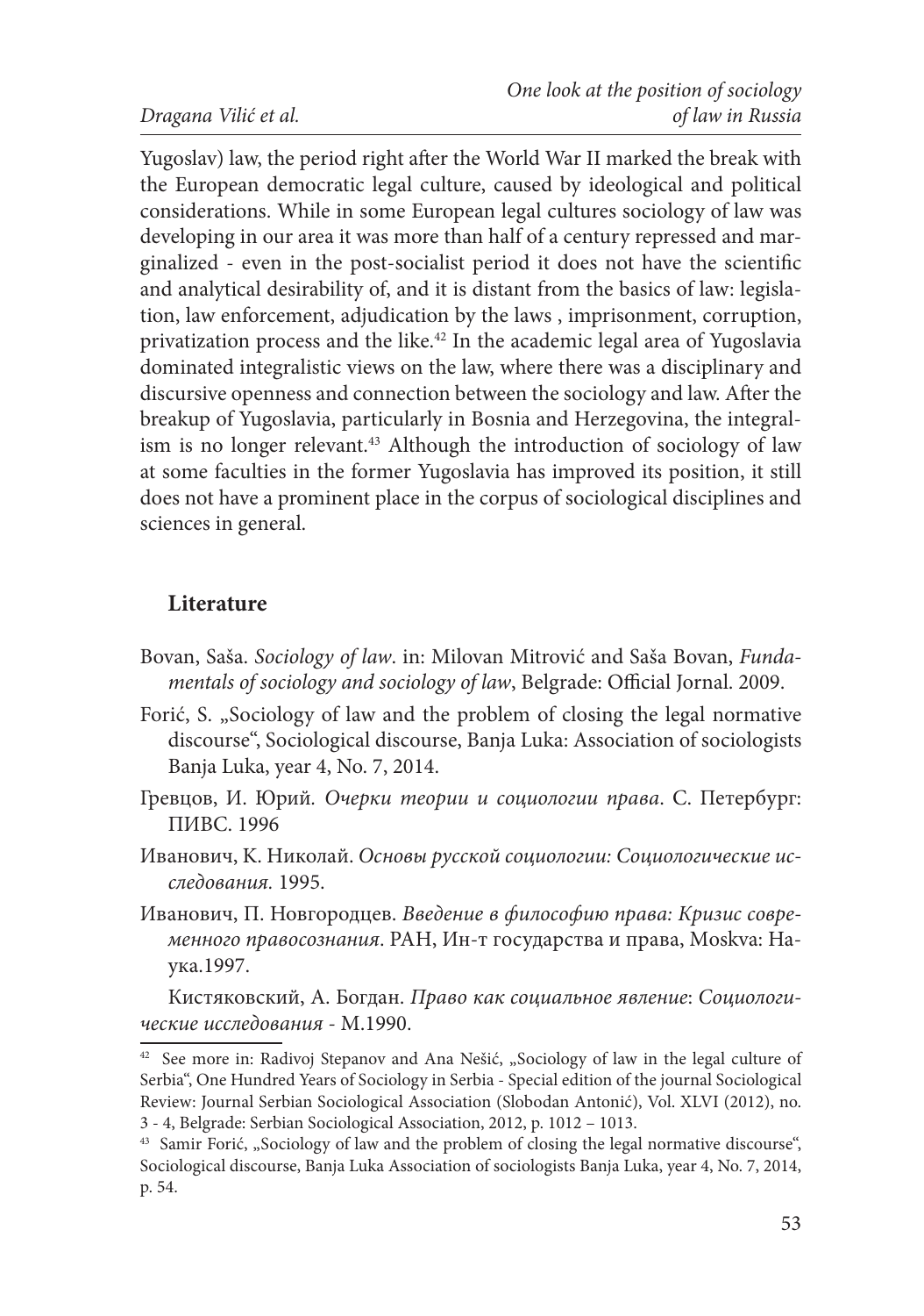Yugoslav) law, the period right after the World War II marked the break with the European democratic legal culture, caused by ideological and political considerations. While in some European legal cultures sociology of law was developing in our area it was more than half of a century repressed and marginalized - even in the post-socialist period it does not have the scientific and analytical desirability of, and it is distant from the basics of law: legislation, law enforcement, adjudication by the laws , imprisonment, corruption, privatization process and the like.[42] In the academic legal area of Yugoslavia dominated integralistic views on the law, where there was a disciplinary and discursive openness and connection between the sociology and law. After the breakup of Yugoslavia, particularly in Bosnia and Herzegovina, the integralism is no longer relevant.[43] Although the introduction of sociology of law at some faculties in the former Yugoslavia has improved its position, it still does not have a prominent place in the corpus of sociological disciplines and sciences in general.

## Literature

Bovan, Saša. *Sociology of law*. in: Milovan Mitrović and Saša Bovan, *Fundamentals of sociology and sociology of law*, Belgrade: Official Jornal. 2009.

Forić, S. „Sociology of law and the problem of closing the legal normative discourse", Sociological discourse, Banja Luka: Association of sociologists Banja Luka, year 4, No. 7, 2014.

Гревцов, И. Юрий. *Очерки теории и социологии права*. С. Петербург: ПИВС. 1996

Иванович, К. Николай. *Основы русской социологии: Социологические исследования.* 1995.

Иванович, П. Новгородцев. *Введение в философию права: Кризис современного правосознания*. РАН, Ин-т государства и права, Moskva: Наука.1997.

Кистяковский, А. Богдан. *Право как социальное явление*: *Социологические исследования* - М.1990.

---

[42] See more in: Radivoj Stepanov and Ana Nešić, „Sociology of law in the legal culture of Serbia", One Hundred Years of Sociology in Serbia - Special edition of the journal Sociological Review: Journal Serbian Sociological Association (Slobodan Antonić), Vol. XLVI (2012), no. 3 - 4, Belgrade: Serbian Sociological Association, 2012, p. 1012 – 1013.

[43] Samir Forić, „Sociology of law and the problem of closing the legal normative discourse", Sociological discourse, Banja Luka Association of sociologists Banja Luka, year 4, No. 7, 2014, p. 54.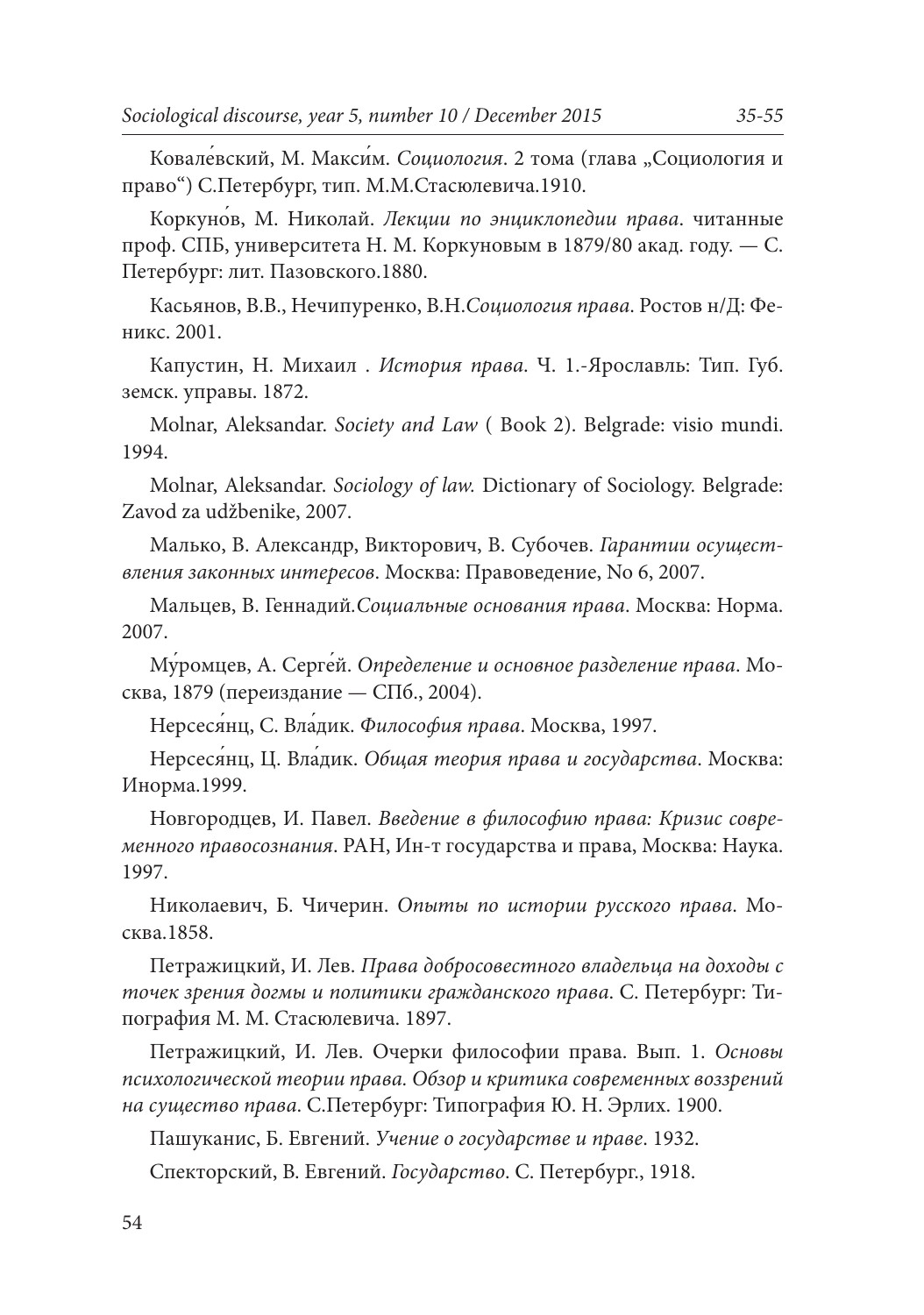Ковале́вский, М. Макси́м. *Социология*. 2 тома (глава „Социология и право“) С.Петербург, тип. М.М.Стасюлевича.1910.

Коркуно́в, М. Николай. *Лекции по энциклопедии права*. читанные проф. СПБ, университета Н. М. Коркуновым в 1879/80 акад. году. — С. Петербург: лит. Пазовского.1880.

Касьянов, В.В., Нечипуренко, В.Н.*Социология права*. Ростов н/Д: Феникс. 2001.

Капустин, Н. Михаил . *История права*. Ч. 1.-Ярославль: Тип. Губ. земск. управы. 1872.

Molnar, Aleksandar. *Society and Law* ( Book 2). Belgrade: visio mundi. 1994.

Molnar, Aleksandar. *Sociology of law.* Dictionary of Sociology. Belgrade: Zavod za udžbenike, 2007.

Малько, В. Александр, Викторович, В. Субочев. *Гарантии осуществления законных интересов*. Москва: Правоведение, No 6, 2007.

Мальцев, В. Геннадий.*Социальные основания права*. Москва: Норма. 2007.

Му́ромцев, А. Серге́й. *Определение и основное разделение права*. Москва, 1879 (переиздание — СПб., 2004).

Нерсеся́нц, С. Вла́дик. *Философия права*. Москва, 1997.

Нерсеся́нц, Ц. Вла́дик. *Общая теория права и государства*. Москва: Инорма.1999.

Новгородцев, И. Павел. *Введение в философию права: Кризис современного правосознания*. РАН, Ин-т государства и права, Москва: Наука. 1997.

Николаевич, Б. Чичерин. *Опыты по истории русского права*. Москва.1858.

Петражицкий, И. Лев. *Права добросовестного владельца на доходы с точек зрения догмы и политики гражданского права*. С. Петербург: Типография М. М. Стасюлевича. 1897.

Петражицкий, И. Лев. Очерки философии права. Вып. 1. *Основы психологической теории права. Обзор и критика современных воззрений на существо права*. С.Петербург: Типография Ю. Н. Эрлих. 1900.

Пашуканис, Б. Евгений. *Учение о государстве и праве*. 1932.

Спекторский, В. Евгений. *Государство*. С. Петербург., 1918.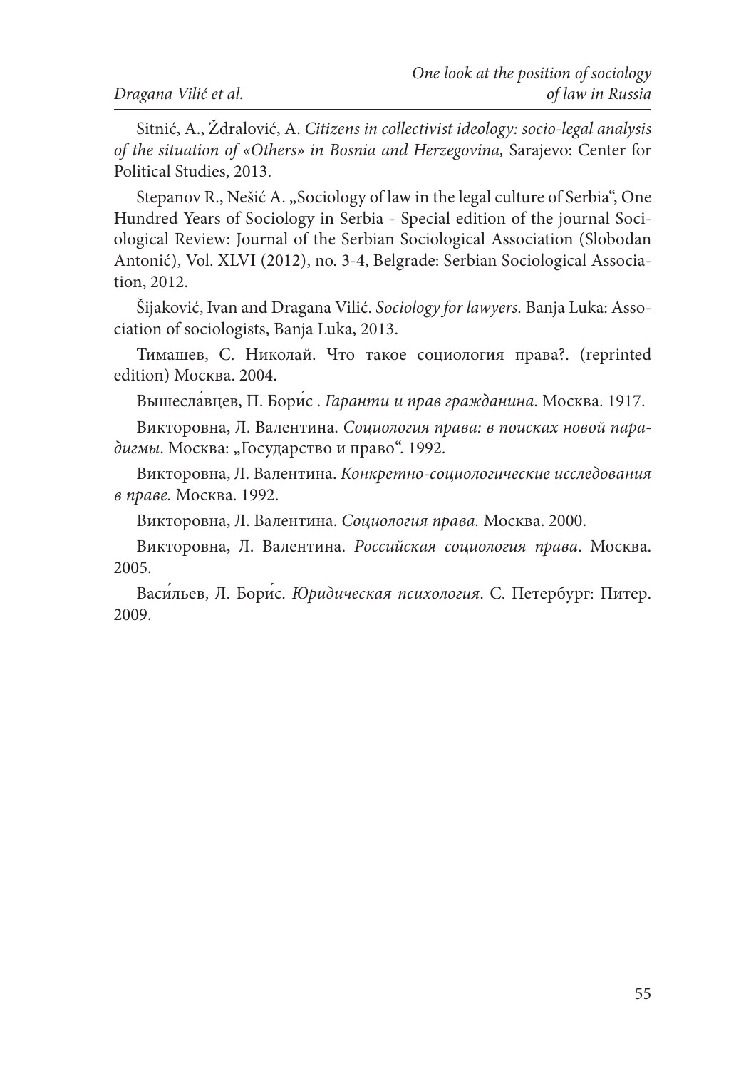Sitnić, A., Ždralović, A. *Citizens in collectivist ideology: socio-legal analysis of the situation of «Others» in Bosnia and Herzegovina,* Sarajevo: Center for Political Studies, 2013.

Stepanov R., Nešić A. „Sociology of law in the legal culture of Serbia", One Hundred Years of Sociology in Serbia - Special edition of the journal Sociological Review: Journal of the Serbian Sociological Association (Slobodan Antonić), Vol. XLVI (2012), no. 3-4, Belgrade: Serbian Sociological Association, 2012.

Šijaković, Ivan and Dragana Vilić. *Sociology for lawyers.* Banja Luka: Association of sociologists, Banja Luka, 2013.

Тимашев, С. Николай. Что такое социология права?. (reprinted edition) Москва. 2004.

Вышесла́вцев, П. Бори́с . *Гаранти и прав гражданина*. Москва. 1917.

Викторовна, Л. Валентина. *Социология права: в поисках новой парадигмы*. Москва: „Государство и право". 1992.

Викторовна, Л. Валентина. *Конкретно-социологические исследования в праве.* Москва. 1992.

Викторовна, Л. Валентина. *Социология права.* Москва. 2000.

Викторовна, Л. Валентина. *Российская социология права*. Москва. 2005.

Васи́льев, Л. Бори́с. *Юридическая психология*. С. Петербург: Питер. 2009.